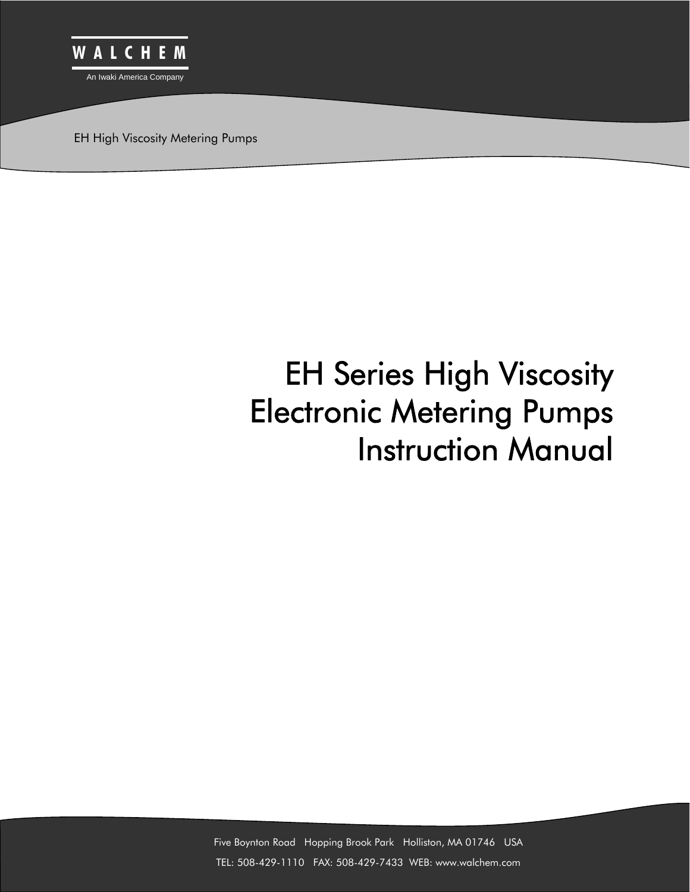WALCHEM

An Iwaki America Company

EH High Viscosity Metering Pumps

# EH Series High Viscosity Electronic Metering Pumps Instruction Manual

Five Boynton Road Hopping Brook Park Holliston, MA 01746 USA

TEL: 508-429-1110 FAX: 508-429-7433 WEB: www.walchem.com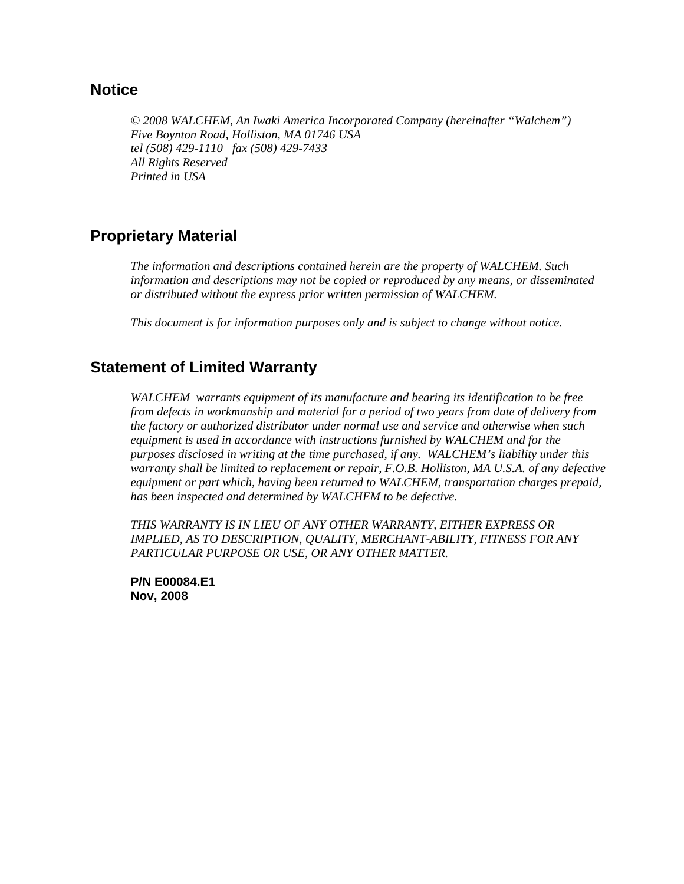## Notice

*© 2008 WALCHEM, An Iwaki America Incorporated Company (hereinafter "Walchem")*
*Five Boynton Road, Holliston, MA 01746 USA*
*tel (508) 429-1110   fax (508) 429-7433*
*All Rights Reserved*
*Printed in USA*

## Proprietary Material

*The information and descriptions contained herein are the property of WALCHEM. Such information and descriptions may not be copied or reproduced by any means, or disseminated or distributed without the express prior written permission of WALCHEM.*

*This document is for information purposes only and is subject to change without notice.*

## Statement of Limited Warranty

*WALCHEM  warrants equipment of its manufacture and bearing its identification to be free from defects in workmanship and material for a period of two years from date of delivery from the factory or authorized distributor under normal use and service and otherwise when such equipment is used in accordance with instructions furnished by WALCHEM and for the purposes disclosed in writing at the time purchased, if any.  WALCHEM's liability under this warranty shall be limited to replacement or repair, F.O.B. Holliston, MA U.S.A. of any defective equipment or part which, having been returned to WALCHEM, transportation charges prepaid, has been inspected and determined by WALCHEM to be defective.*

*THIS WARRANTY IS IN LIEU OF ANY OTHER WARRANTY, EITHER EXPRESS OR IMPLIED, AS TO DESCRIPTION, QUALITY, MERCHANT-ABILITY, FITNESS FOR ANY PARTICULAR PURPOSE OR USE, OR ANY OTHER MATTER.*

**P/N E00084.E1**
**Nov, 2008**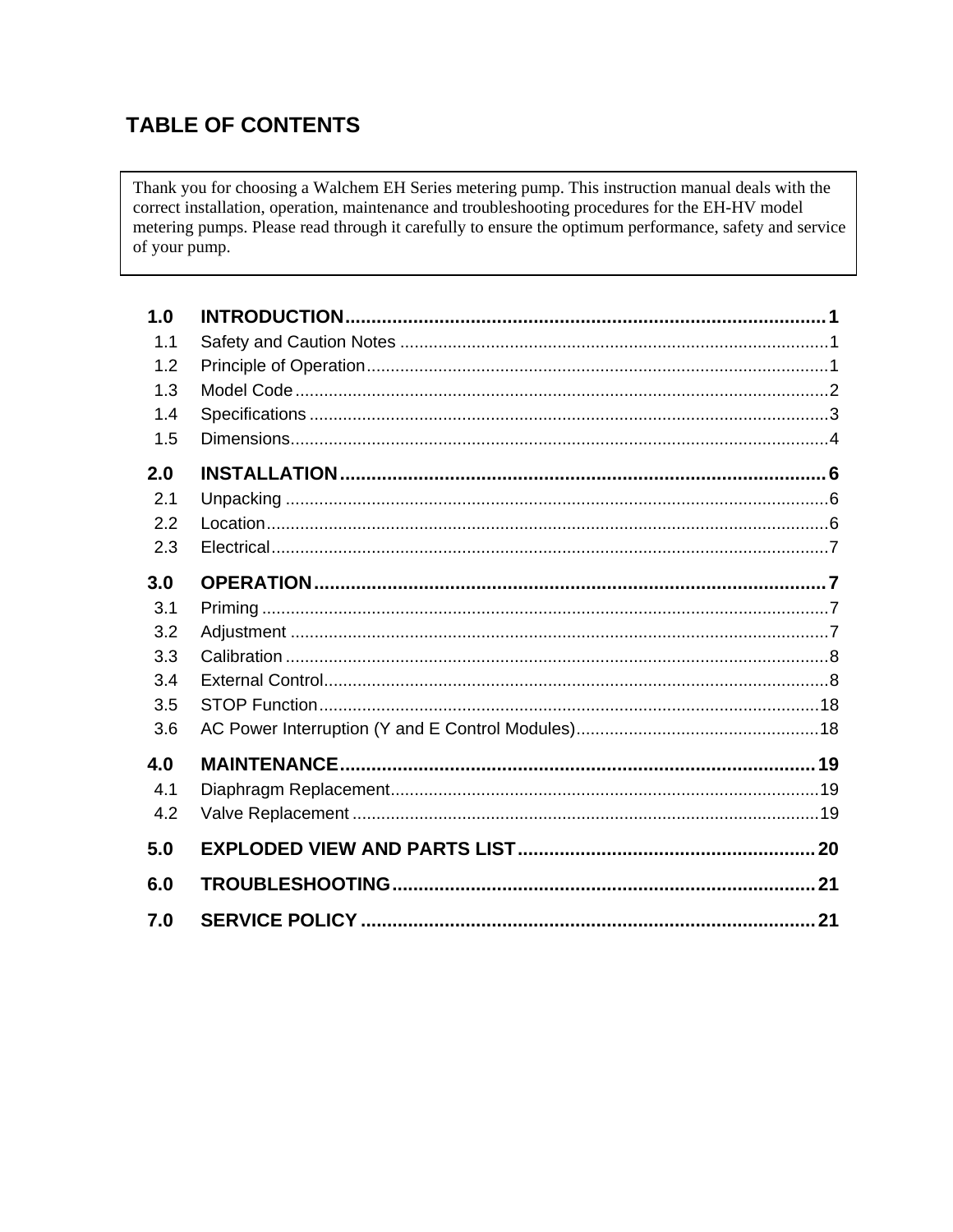# TABLE OF CONTENTS

Thank you for choosing a Walchem EH Series metering pump. This instruction manual deals with the correct installation, operation, maintenance and troubleshooting procedures for the EH-HV model metering pumps. Please read through it carefully to ensure the optimum performance, safety and service of your pump.

**1.0 INTRODUCTION** .......... **1**
- 1.1 Safety and Caution Notes .......... 1
- 1.2 Principle of Operation .......... 1
- 1.3 Model Code .......... 2
- 1.4 Specifications .......... 3
- 1.5 Dimensions .......... 4

**2.0 INSTALLATION** .......... **6**
- 2.1 Unpacking .......... 6
- 2.2 Location .......... 6
- 2.3 Electrical .......... 7

**3.0 OPERATION** .......... **7**
- 3.1 Priming .......... 7
- 3.2 Adjustment .......... 7
- 3.3 Calibration .......... 8
- 3.4 External Control .......... 8
- 3.5 STOP Function .......... 18
- 3.6 AC Power Interruption (Y and E Control Modules) .......... 18

**4.0 MAINTENANCE** .......... **19**
- 4.1 Diaphragm Replacement .......... 19
- 4.2 Valve Replacement .......... 19

**5.0 EXPLODED VIEW AND PARTS LIST** .......... **20**

**6.0 TROUBLESHOOTING** .......... **21**

**7.0 SERVICE POLICY** .......... **21**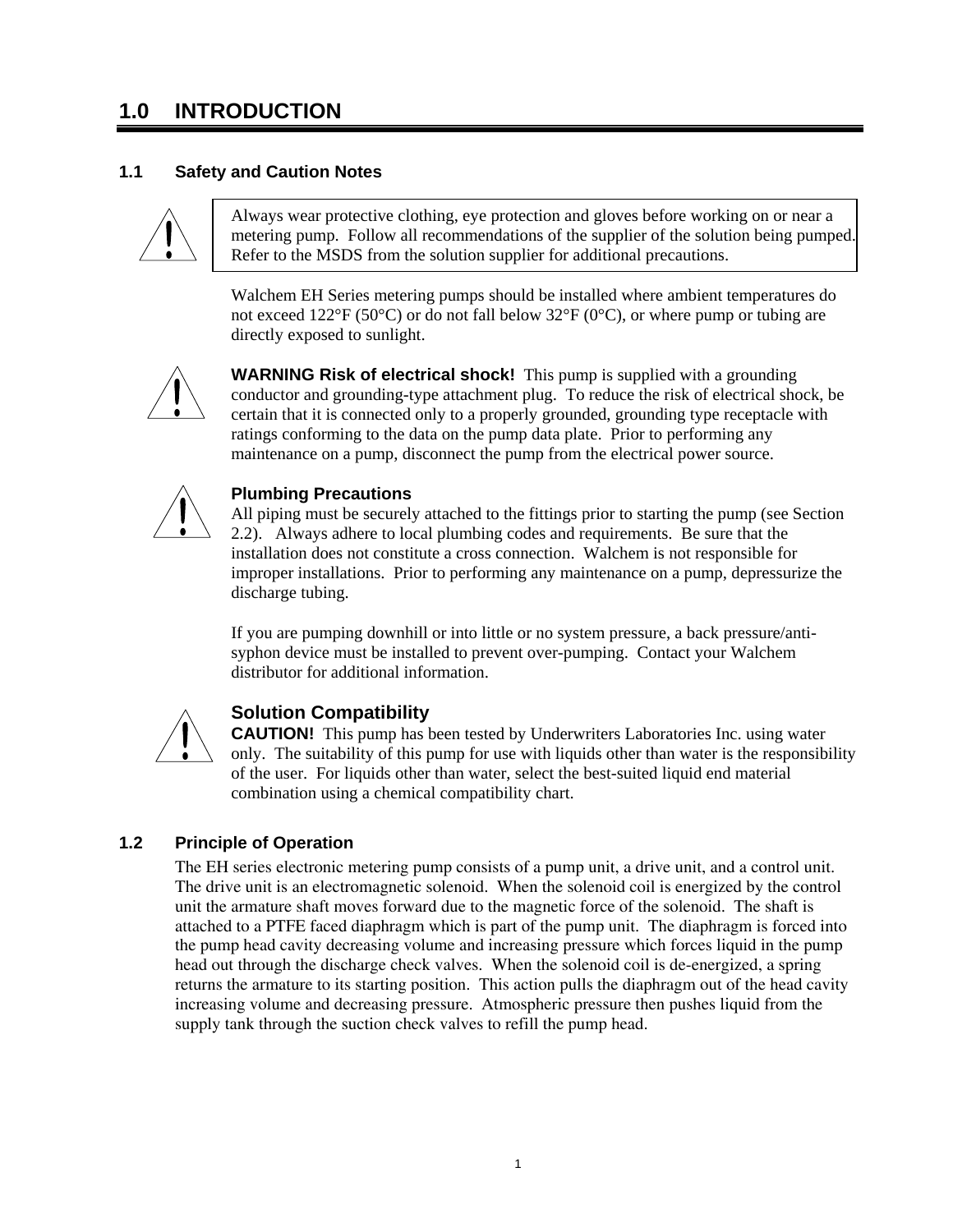# 1.0 INTRODUCTION

## 1.1 Safety and Caution Notes

Always wear protective clothing, eye protection and gloves before working on or near a metering pump. Follow all recommendations of the supplier of the solution being pumped. Refer to the MSDS from the solution supplier for additional precautions.

Walchem EH Series metering pumps should be installed where ambient temperatures do not exceed 122°F (50°C) or do not fall below 32°F (0°C), or where pump or tubing are directly exposed to sunlight.

**WARNING Risk of electrical shock!** This pump is supplied with a grounding conductor and grounding-type attachment plug. To reduce the risk of electrical shock, be certain that it is connected only to a properly grounded, grounding type receptacle with ratings conforming to the data on the pump data plate. Prior to performing any maintenance on a pump, disconnect the pump from the electrical power source.

**Plumbing Precautions**

All piping must be securely attached to the fittings prior to starting the pump (see Section 2.2). Always adhere to local plumbing codes and requirements. Be sure that the installation does not constitute a cross connection. Walchem is not responsible for improper installations. Prior to performing any maintenance on a pump, depressurize the discharge tubing.

If you are pumping downhill or into little or no system pressure, a back pressure/anti-syphon device must be installed to prevent over-pumping. Contact your Walchem distributor for additional information.

**Solution Compatibility**

**CAUTION!** This pump has been tested by Underwriters Laboratories Inc. using water only. The suitability of this pump for use with liquids other than water is the responsibility of the user. For liquids other than water, select the best-suited liquid end material combination using a chemical compatibility chart.

## 1.2 Principle of Operation

The EH series electronic metering pump consists of a pump unit, a drive unit, and a control unit. The drive unit is an electromagnetic solenoid. When the solenoid coil is energized by the control unit the armature shaft moves forward due to the magnetic force of the solenoid. The shaft is attached to a PTFE faced diaphragm which is part of the pump unit. The diaphragm is forced into the pump head cavity decreasing volume and increasing pressure which forces liquid in the pump head out through the discharge check valves. When the solenoid coil is de-energized, a spring returns the armature to its starting position. This action pulls the diaphragm out of the head cavity increasing volume and decreasing pressure. Atmospheric pressure then pushes liquid from the supply tank through the suction check valves to refill the pump head.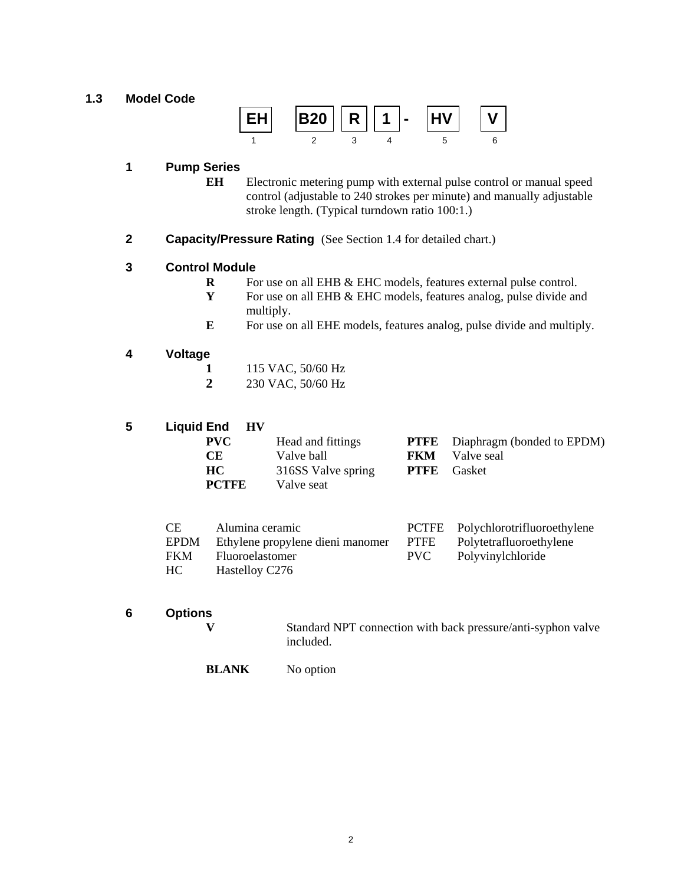## 1.3 Model Code

| EH | B20 | R | 1 | - | HV | V |
|---|---|---|---|---|---|---|
| 1 | 2 | 3 | 4 | | 5 | 6 |

### 1 Pump Series

**EH** Electronic metering pump with external pulse control or manual speed control (adjustable to 240 strokes per minute) and manually adjustable stroke length. (Typical turndown ratio 100:1.)

### 2 Capacity/Pressure Rating (See Section 1.4 for detailed chart.)

### 3 Control Module

**R** For use on all EHB & EHC models, features external pulse control.

**Y** For use on all EHB & EHC models, features analog, pulse divide and multiply.

**E** For use on all EHE models, features analog, pulse divide and multiply.

### 4 Voltage

**1** 115 VAC, 50/60 Hz

**2** 230 VAC, 50/60 Hz

### 5 Liquid End **HV**

| | | | |
|---|---|---|---|
| **PVC** | Head and fittings | **PTFE** | Diaphragm (bonded to EPDM) |
| **CE** | Valve ball | **FKM** | Valve seal |
| **HC** | 316SS Valve spring | **PTFE** | Gasket |
| **PCTFE** | Valve seat | | |

| | | | |
|---|---|---|---|
| CE | Alumina ceramic | PCTFE | Polychlorotrifluoroethylene |
| EPDM | Ethylene propylene dieni manomer | PTFE | Polytetrafluoroethylene |
| FKM | Fluoroelastomer | PVC | Polyvinylchloride |
| HC | Hastelloy C276 | | |

### 6 Options

**V** Standard NPT connection with back pressure/anti-syphon valve included.

**BLANK** No option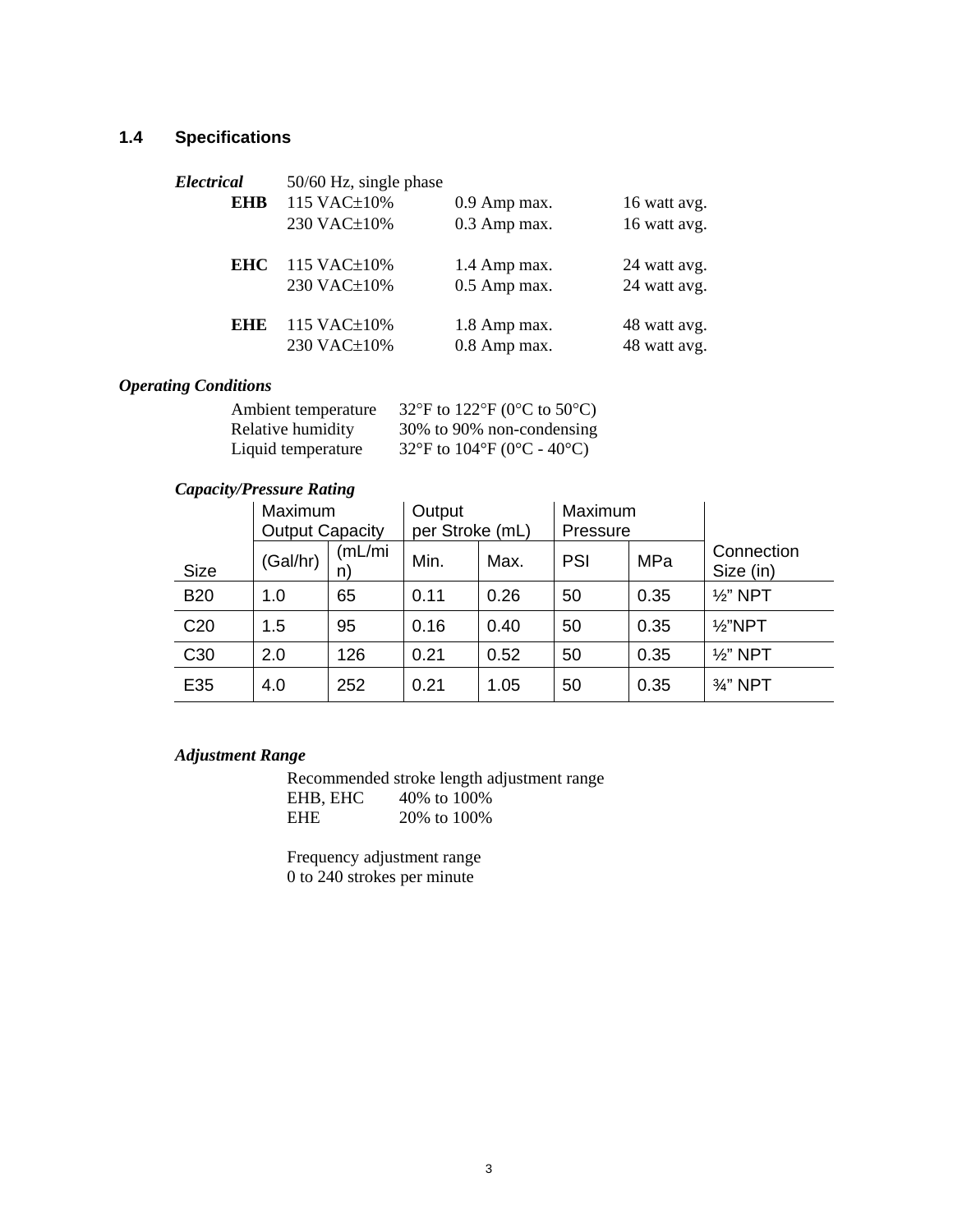## 1.4 Specifications

***Electrical*** 50/60 Hz, single phase

| | | | |
|---|---|---|---|
| **EHB** | 115 VAC±10% | 0.9 Amp max. | 16 watt avg. |
| | 230 VAC±10% | 0.3 Amp max. | 16 watt avg. |
| **EHC** | 115 VAC±10% | 1.4 Amp max. | 24 watt avg. |
| | 230 VAC±10% | 0.5 Amp max. | 24 watt avg. |
| **EHE** | 115 VAC±10% | 1.8 Amp max. | 48 watt avg. |
| | 230 VAC±10% | 0.8 Amp max. | 48 watt avg. |

***Operating Conditions***

| | |
|---|---|
| Ambient temperature | 32°F to 122°F (0°C to 50°C) |
| Relative humidity | 30% to 90% non-condensing |
| Liquid temperature | 32°F to 104°F (0°C - 40°C) |

***Capacity/Pressure Rating***

| | Maximum Output Capacity | | Output per Stroke (mL) | | Maximum Pressure | | |
|---|---|---|---|---|---|---|---|
| Size | (Gal/hr) | (mL/min) | Min. | Max. | PSI | MPa | Connection Size (in) |
| B20 | 1.0 | 65 | 0.11 | 0.26 | 50 | 0.35 | ½" NPT |
| C20 | 1.5 | 95 | 0.16 | 0.40 | 50 | 0.35 | ½"NPT |
| C30 | 2.0 | 126 | 0.21 | 0.52 | 50 | 0.35 | ½" NPT |
| E35 | 4.0 | 252 | 0.21 | 1.05 | 50 | 0.35 | ¾" NPT |

***Adjustment Range***

Recommended stroke length adjustment range

| | |
|---|---|
| EHB, EHC | 40% to 100% |
| EHE | 20% to 100% |

Frequency adjustment range
0 to 240 strokes per minute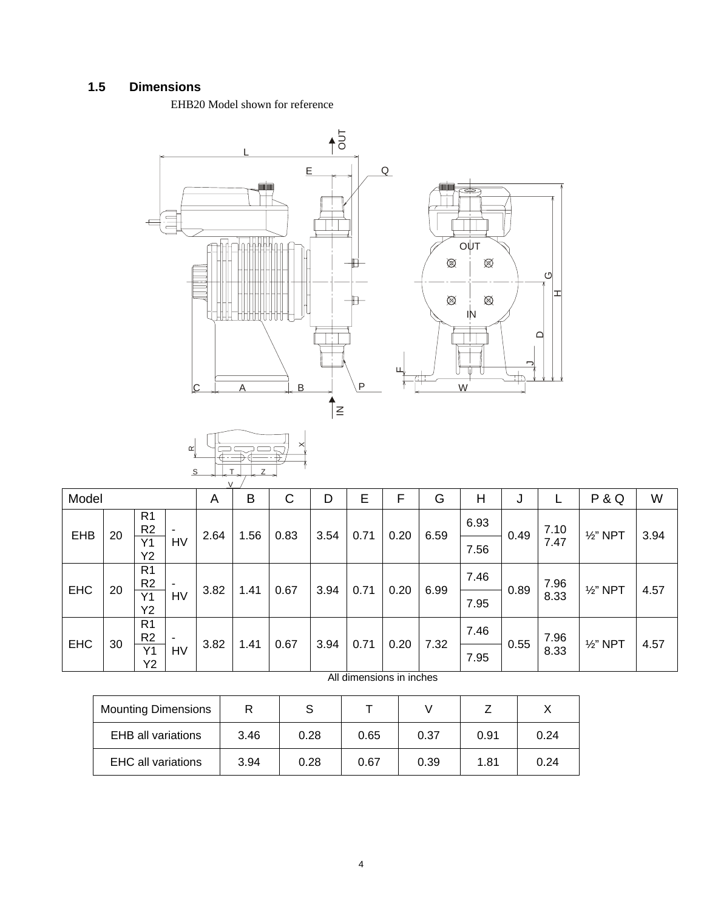## 1.5 Dimensions

EHB20 Model shown for reference

| Model | | | | A | B | C | D | E | F | G | H | J | L | P & Q | W |
|---|---|---|---|---|---|---|---|---|---|---|---|---|---|---|---|
| EHB | 20 | R1 R2 | - | 2.64 | 1.56 | 0.83 | 3.54 | 0.71 | 0.20 | 6.59 | 6.93 | 0.49 | 7.10 | ½" NPT | 3.94 |
| | | Y1 Y2 | HV | | | | | | | | 7.56 | | 7.47 | | |
| EHC | 20 | R1 R2 | - | 3.82 | 1.41 | 0.67 | 3.94 | 0.71 | 0.20 | 6.99 | 7.46 | 0.89 | 7.96 | ½" NPT | 4.57 |
| | | Y1 Y2 | HV | | | | | | | | 7.95 | | 8.33 | | |
| EHC | 30 | R1 R2 | - | 3.82 | 1.41 | 0.67 | 3.94 | 0.71 | 0.20 | 7.32 | 7.46 | 0.55 | 7.96 | ½" NPT | 4.57 |
| | | Y1 Y2 | HV | | | | | | | | 7.95 | | 8.33 | | |

All dimensions in inches

| Mounting Dimensions | R | S | T | V | Z | X |
|---|---|---|---|---|---|---|
| EHB all variations | 3.46 | 0.28 | 0.65 | 0.37 | 0.91 | 0.24 |
| EHC all variations | 3.94 | 0.28 | 0.67 | 0.39 | 1.81 | 0.24 |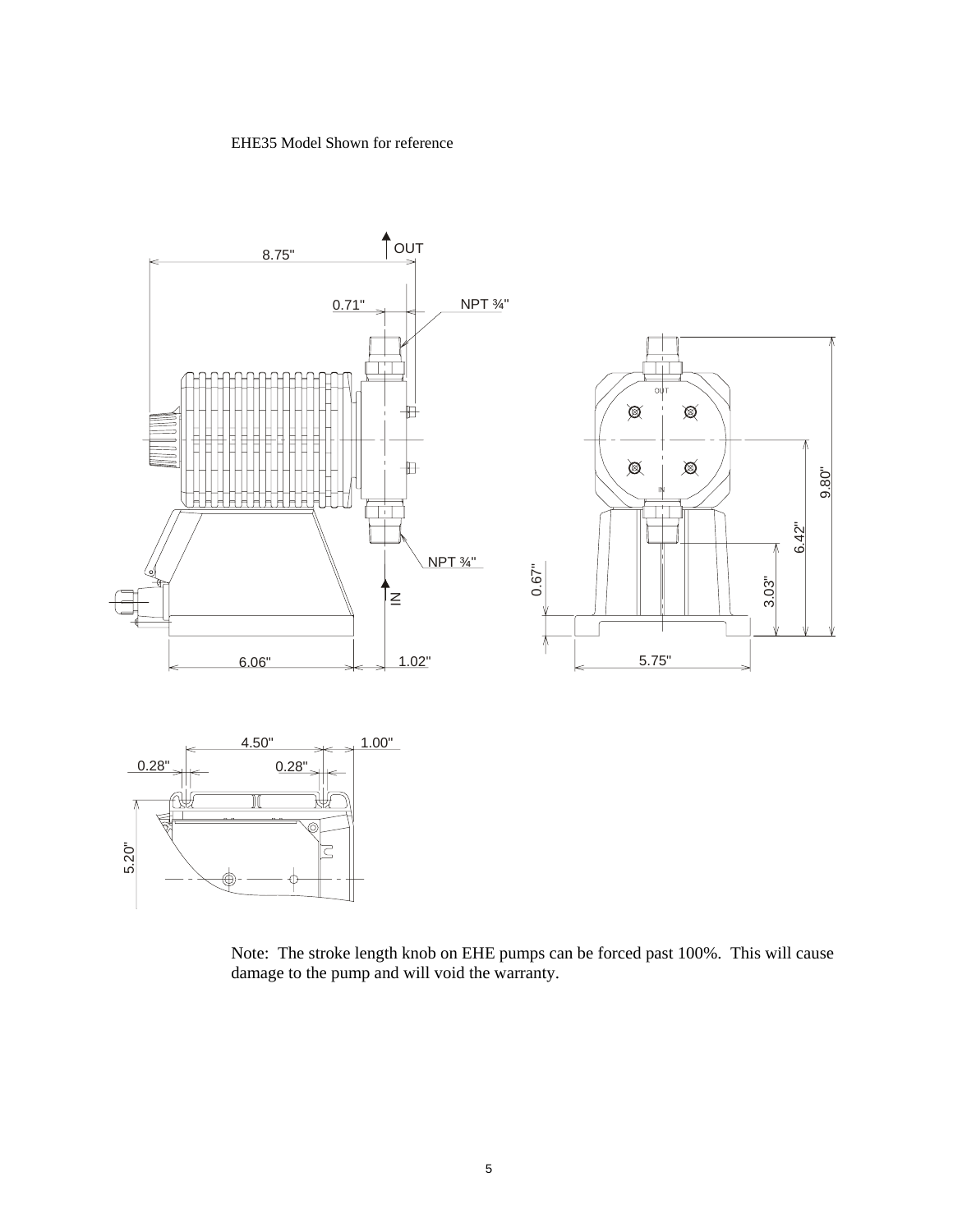EHE35 Model Shown for reference

Note: The stroke length knob on EHE pumps can be forced past 100%. This will cause damage to the pump and will void the warranty.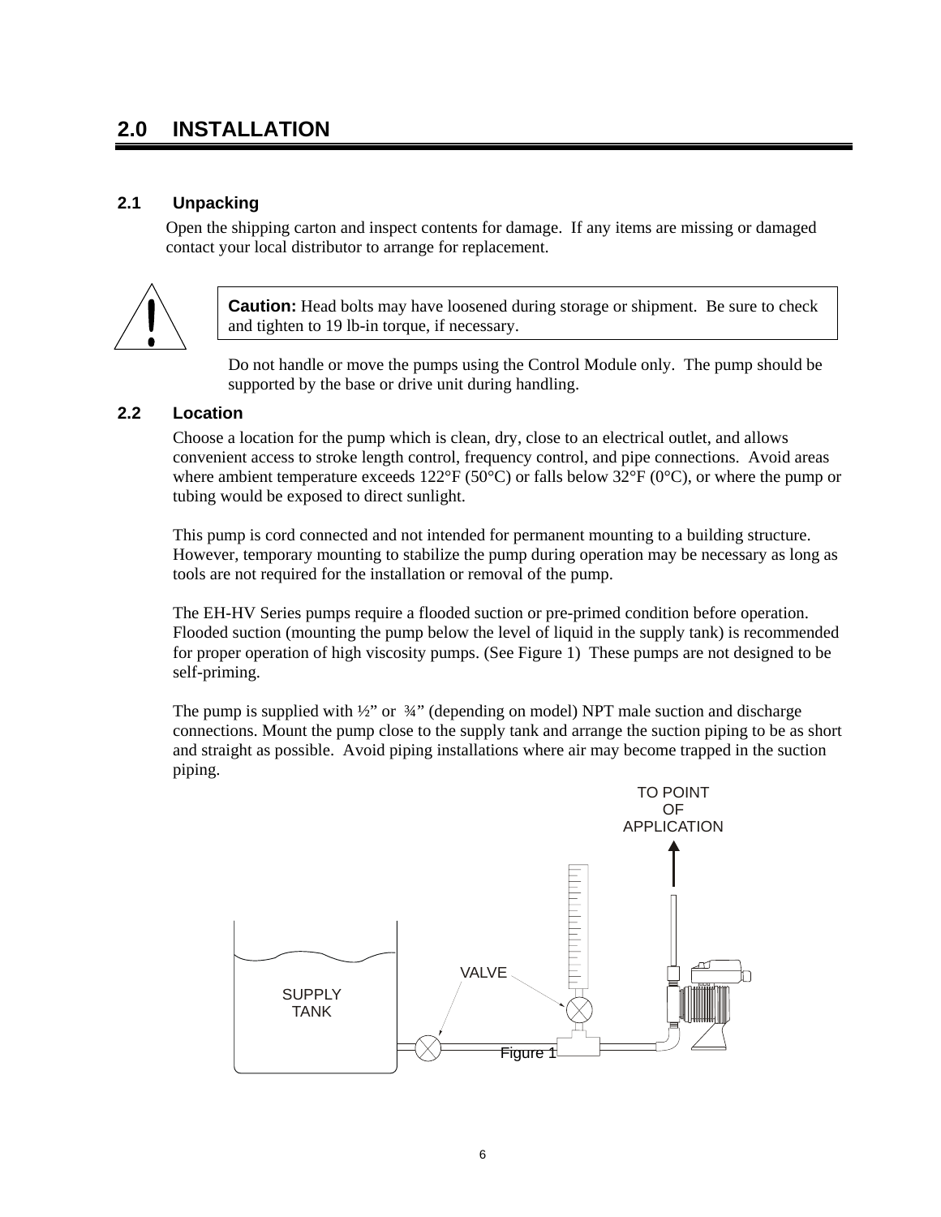# 2.0 INSTALLATION

## 2.1 Unpacking

Open the shipping carton and inspect contents for damage. If any items are missing or damaged contact your local distributor to arrange for replacement.

**Caution:** Head bolts may have loosened during storage or shipment. Be sure to check and tighten to 19 lb-in torque, if necessary.

Do not handle or move the pumps using the Control Module only. The pump should be supported by the base or drive unit during handling.

## 2.2 Location

Choose a location for the pump which is clean, dry, close to an electrical outlet, and allows convenient access to stroke length control, frequency control, and pipe connections. Avoid areas where ambient temperature exceeds 122°F (50°C) or falls below 32°F (0°C), or where the pump or tubing would be exposed to direct sunlight.

This pump is cord connected and not intended for permanent mounting to a building structure. However, temporary mounting to stabilize the pump during operation may be necessary as long as tools are not required for the installation or removal of the pump.

The EH-HV Series pumps require a flooded suction or pre-primed condition before operation. Flooded suction (mounting the pump below the level of liquid in the supply tank) is recommended for proper operation of high viscosity pumps. (See Figure 1) These pumps are not designed to be self-priming.

The pump is supplied with ½" or ¾" (depending on model) NPT male suction and discharge connections. Mount the pump close to the supply tank and arrange the suction piping to be as short and straight as possible. Avoid piping installations where air may become trapped in the suction piping.

TO POINT OF APPLICATION

SUPPLY TANK

VALVE

Figure 1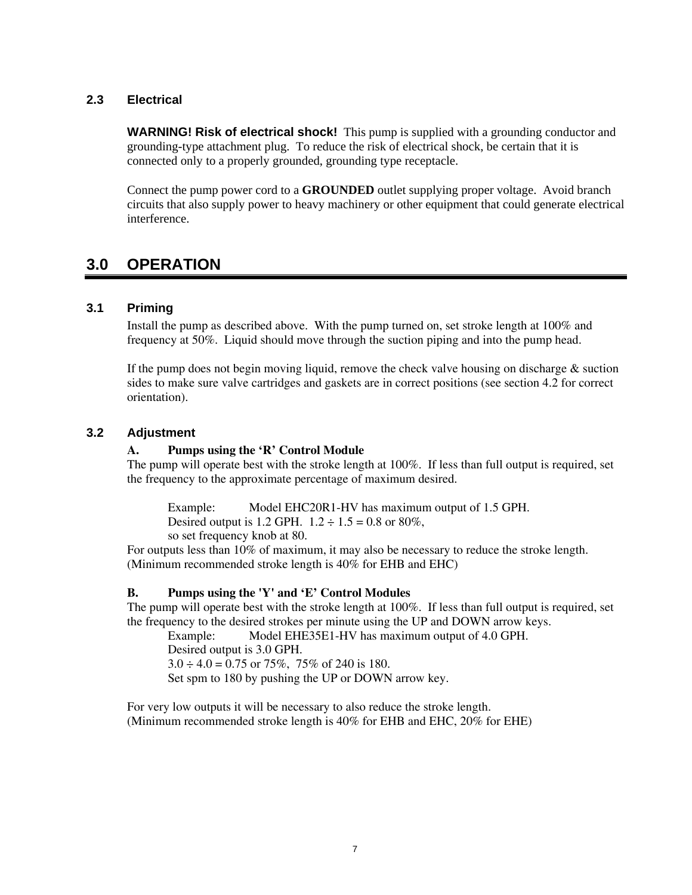### 2.3 Electrical

**WARNING! Risk of electrical shock!** This pump is supplied with a grounding conductor and grounding-type attachment plug. To reduce the risk of electrical shock, be certain that it is connected only to a properly grounded, grounding type receptacle.

Connect the pump power cord to a **GROUNDED** outlet supplying proper voltage. Avoid branch circuits that also supply power to heavy machinery or other equipment that could generate electrical interference.

## 3.0 OPERATION

### 3.1 Priming

Install the pump as described above. With the pump turned on, set stroke length at 100% and frequency at 50%. Liquid should move through the suction piping and into the pump head.

If the pump does not begin moving liquid, remove the check valve housing on discharge & suction sides to make sure valve cartridges and gaskets are in correct positions (see section 4.2 for correct orientation).

### 3.2 Adjustment

**A. Pumps using the 'R' Control Module**

The pump will operate best with the stroke length at 100%. If less than full output is required, set the frequency to the approximate percentage of maximum desired.

Example: Model EHC20R1-HV has maximum output of 1.5 GPH.
Desired output is 1.2 GPH. 1.2 ÷ 1.5 = 0.8 or 80%,
so set frequency knob at 80.

For outputs less than 10% of maximum, it may also be necessary to reduce the stroke length.
(Minimum recommended stroke length is 40% for EHB and EHC)

**B. Pumps using the 'Y' and 'E' Control Modules**

The pump will operate best with the stroke length at 100%. If less than full output is required, set the frequency to the desired strokes per minute using the UP and DOWN arrow keys.

Example: Model EHE35E1-HV has maximum output of 4.0 GPH.
Desired output is 3.0 GPH.
3.0 ÷ 4.0 = 0.75 or 75%, 75% of 240 is 180.
Set spm to 180 by pushing the UP or DOWN arrow key.

For very low outputs it will be necessary to also reduce the stroke length.
(Minimum recommended stroke length is 40% for EHB and EHC, 20% for EHE)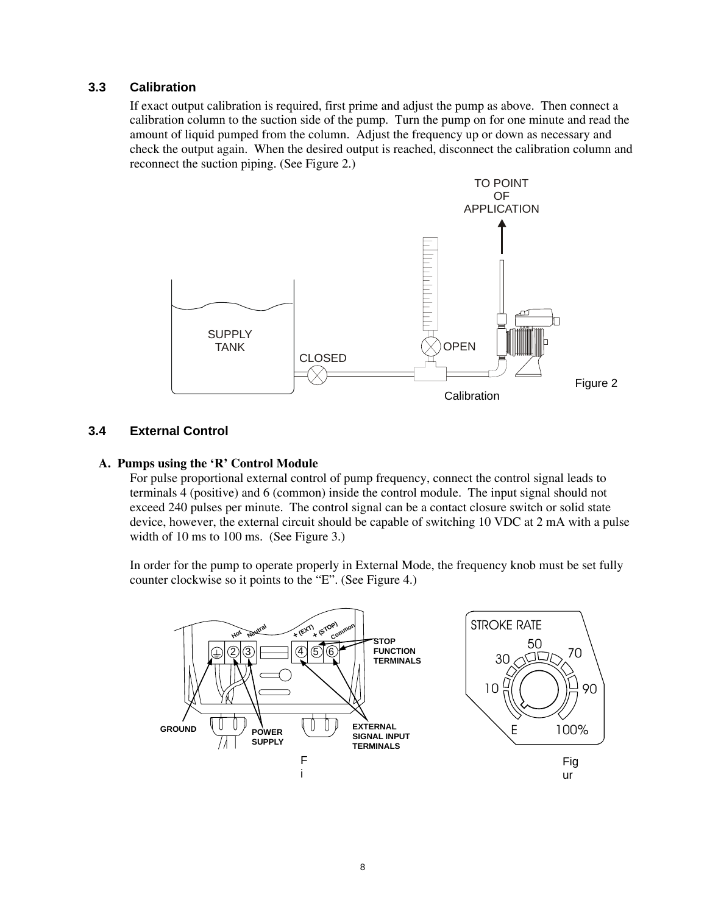### 3.3 Calibration

If exact output calibration is required, first prime and adjust the pump as above. Then connect a calibration column to the suction side of the pump. Turn the pump on for one minute and read the amount of liquid pumped from the column. Adjust the frequency up or down as necessary and check the output again. When the desired output is reached, disconnect the calibration column and reconnect the suction piping. (See Figure 2.)

TO POINT OF APPLICATION

SUPPLY TANK

CLOSED

OPEN

Calibration

Figure 2

### 3.4 External Control

**A. Pumps using the 'R' Control Module**

For pulse proportional external control of pump frequency, connect the control signal leads to terminals 4 (positive) and 6 (common) inside the control module. The input signal should not exceed 240 pulses per minute. The control signal can be a contact closure switch or solid state device, however, the external circuit should be capable of switching 10 VDC at 2 mA with a pulse width of 10 ms to 100 ms. (See Figure 3.)

In order for the pump to operate properly in External Mode, the frequency knob must be set fully counter clockwise so it points to the "E". (See Figure 4.)

Hot Neutral + (EXT) + (STOP) Common

2 3 4 5 6

STOP FUNCTION TERMINALS

GROUND

POWER SUPPLY

EXTERNAL SIGNAL INPUT TERMINALS

Fi

STROKE RATE

10 30 50 70 90 E 100%

Figur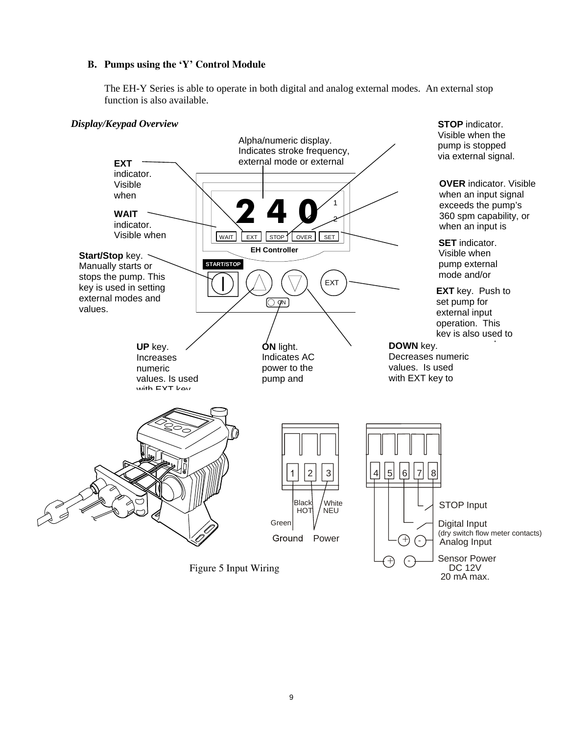## B. Pumps using the 'Y' Control Module

The EH-Y Series is able to operate in both digital and analog external modes. An external stop function is also available.

### *Display/Keypad Overview*

Alpha/numeric display. Indicates stroke frequency, external mode or external

**EXT** indicator. Visible when

**WAIT** indicator. Visible when

**Start/Stop** key. Manually starts or stops the pump. This key is used in setting external modes and values.

**STOP** indicator. Visible when the pump is stopped via external signal.

**OVER** indicator. Visible when an input signal exceeds the pump's 360 spm capability, or when an input is

**SET** indicator. Visible when pump external mode and/or

**EXT** key. Push to set pump for external input operation. This key is also used to

**UP** key. Increases numeric values. Is used with EXT key

**ON** light. Indicates AC power to the pump and

**DOWN** key. Decreases numeric values. Is used with EXT key to

240

1

2

WAIT EXT STOP OVER SET

EH Controller

START/STOP

EXT

ON

1 2 3

Black HOT

White NEU

Green

Ground Power

4 5 6 7 8

STOP Input

Digital Input
(dry switch flow meter contacts)

Analog Input

Sensor Power
DC 12V
20 mA max.

Figure 5 Input Wiring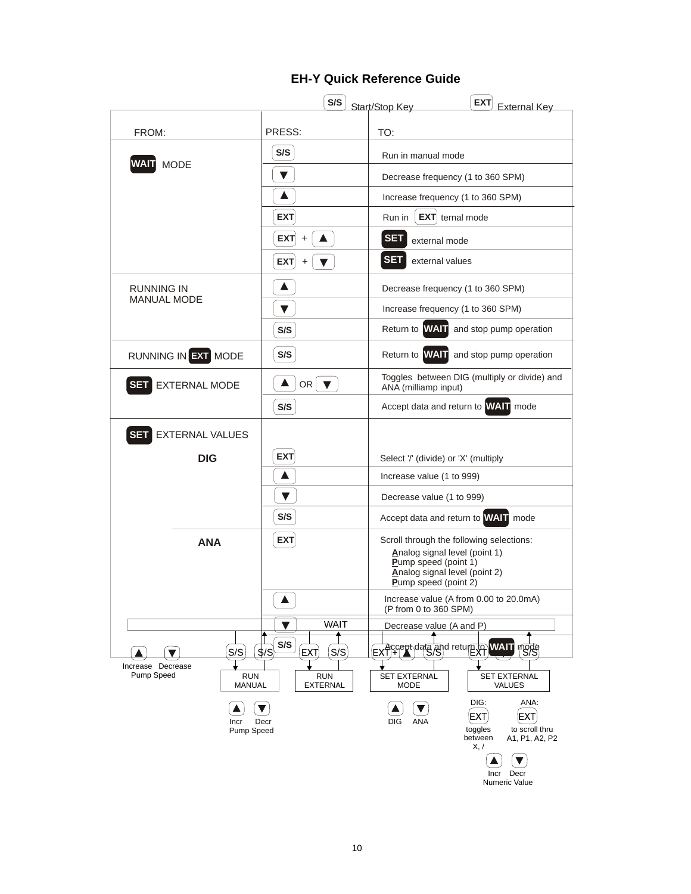# EH-Y Quick Reference Guide

S/S Start/Stop Key    EXT External Key

| FROM: | PRESS: | TO: |
|---|---|---|
| WAIT MODE | S/S | Run in manual mode |
| | ▼ | Decrease frequency (1 to 360 SPM) |
| | ▲ | Increase frequency (1 to 360 SPM) |
| | EXT | Run in EXT ternal mode |
| | EXT + ▲ | SET external mode |
| | EXT + ▼ | SET external values |
| RUNNING IN MANUAL MODE | ▲ | Decrease frequency (1 to 360 SPM) |
| | ▼ | Increase frequency (1 to 360 SPM) |
| | S/S | Return to WAIT and stop pump operation |
| RUNNING IN EXT MODE | S/S | Return to WAIT and stop pump operation |
| SET EXTERNAL MODE | ▲ OR ▼ | Toggles between DIG (multiply or divide) and ANA (milliamp input) |
| | S/S | Accept data and return to WAIT mode |
| SET EXTERNAL VALUES | | |
| **DIG** | EXT | Select '/' (divide) or 'X' (multiply |
| | ▲ | Increase value (1 to 999) |
| | ▼ | Decrease value (1 to 999) |
| | S/S | Accept data and return to WAIT mode |
| **ANA** | EXT | Scroll through the following selections: **A**nalog signal level (point 1), **P**ump speed (point 1), **A**nalog signal level (point 2), **P**ump speed (point 2) |
| | ▲ | Increase value (A from 0.00 to 20.0mA) (P from 0 to 360 SPM) |
| | ▼ | Decrease value (A and P) |
| | S/S | Accept data and return to WAIT mode |

WAIT

▲ Increase ▼ Decrease Pump Speed

S/S → RUN MANUAL → S/S
- ▲ Incr ▼ Decr Pump Speed

EXT → RUN EXTERNAL → S/S

EXT + ▲ → SET EXTERNAL MODE → S/S
- ▲ DIG ▼ ANA

EXT + ▼ → SET EXTERNAL VALUES → S/S
- DIG: EXT toggles between X, /
- ANA: EXT to scroll thru A1, P1, A2, P2
- ▲ Incr ▼ Decr Numeric Value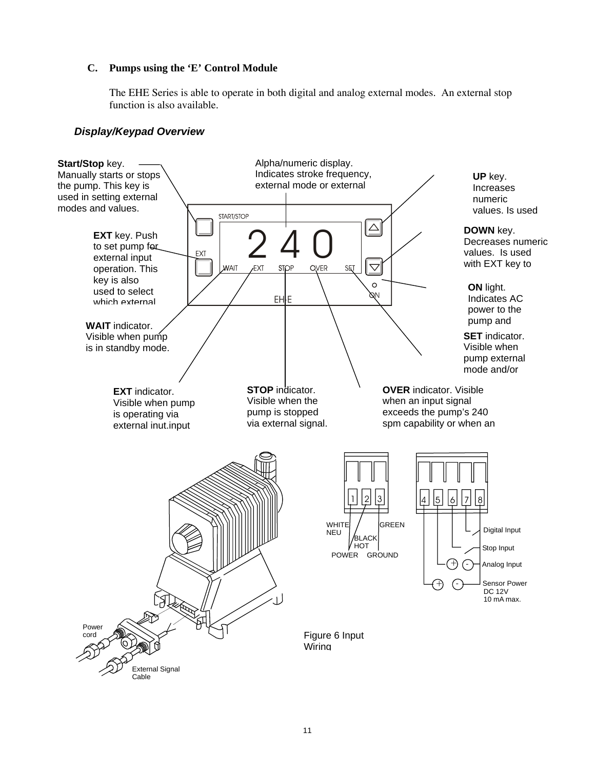### C. Pumps using the 'E' Control Module

The EHE Series is able to operate in both digital and analog external modes. An external stop function is also available.

#### *Display/Keypad Overview*

**Start/Stop** key. Manually starts or stops the pump. This key is used in setting external modes and values.

Alpha/numeric display. Indicates stroke frequency, external mode or external

**UP** key. Increases numeric values. Is used

**EXT** key. Push to set pump for external input operation. This key is also used to select which external

**DOWN** key. Decreases numeric values. Is used with EXT key to

**ON** light. Indicates AC power to the pump and

**WAIT** indicator. Visible when pump is in standby mode.

**SET** indicator. Visible when pump external mode and/or

**EXT** indicator. Visible when pump is operating via external inut.input

**STOP** indicator. Visible when the pump is stopped via external signal.

**OVER** indicator. Visible when an input signal exceeds the pump's 240 spm capability or when an

START/STOP

EXT

240

WAIT EXT STOP OVER SET

ON

EH-E

Power cord

External Signal Cable

1 2 3

WHITE NEU

BLACK HOT

GREEN

POWER GROUND

4 5 6 7 8

Digital Input

Stop Input

Analog Input

Sensor Power DC 12V 10 mA max.

Figure 6 Input Wiring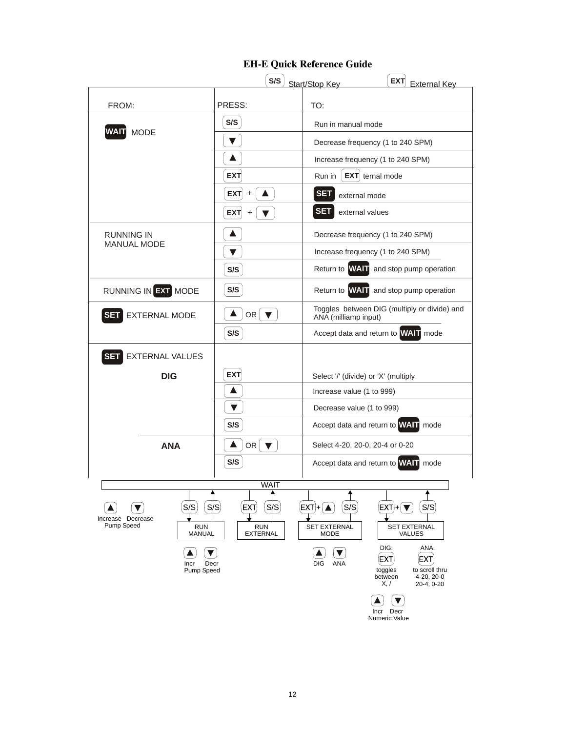# EH-E Quick Reference Guide

**S/S** Start/Stop Key　　**EXT** External Key

| FROM: | PRESS: | TO: |
|---|---|---|
| WAIT MODE | S/S | Run in manual mode |
| | ▼ | Decrease frequency (1 to 240 SPM) |
| | ▲ | Increase frequency (1 to 240 SPM) |
| | EXT | Run in EXT ternal mode |
| | EXT + ▲ | SET external mode |
| | EXT + ▼ | SET external values |
| RUNNING IN MANUAL MODE | ▲ | Decrease frequency (1 to 240 SPM) |
| | ▼ | Increase frequency (1 to 240 SPM) |
| | S/S | Return to WAIT and stop pump operation |
| RUNNING IN EXT MODE | S/S | Return to WAIT and stop pump operation |
| SET EXTERNAL MODE | ▲ OR ▼ | Toggles between DIG (multiply or divide) and ANA (milliamp input) |
| | S/S | Accept data and return to WAIT mode |
| SET EXTERNAL VALUES | | |
| **DIG** | EXT | Select '/' (divide) or 'X' (multiply |
| | ▲ | Increase value (1 to 999) |
| | ▼ | Decrease value (1 to 999) |
| | S/S | Accept data and return to WAIT mode |
| **ANA** | ▲ OR ▼ | Select 4-20, 20-0, 20-4 or 0-20 |
| | S/S | Accept data and return to WAIT mode |

WAIT

- ▲ ▼ Increase Decrease Pump Speed
- S/S → RUN MANUAL → S/S returns to WAIT
  - ▲ ▼ Incr Decr Pump Speed
- EXT → RUN EXTERNAL → S/S returns to WAIT
- EXT + ▲ → SET EXTERNAL MODE → S/S returns to WAIT
  - ▲ ▼ DIG ANA
- EXT + ▼ → SET EXTERNAL VALUES → S/S returns to WAIT
  - DIG: EXT toggles between X, /
  - ANA: EXT to scroll thru 4-20, 20-0 20-4, 0-20
  - ▲ ▼ Incr Decr Numeric Value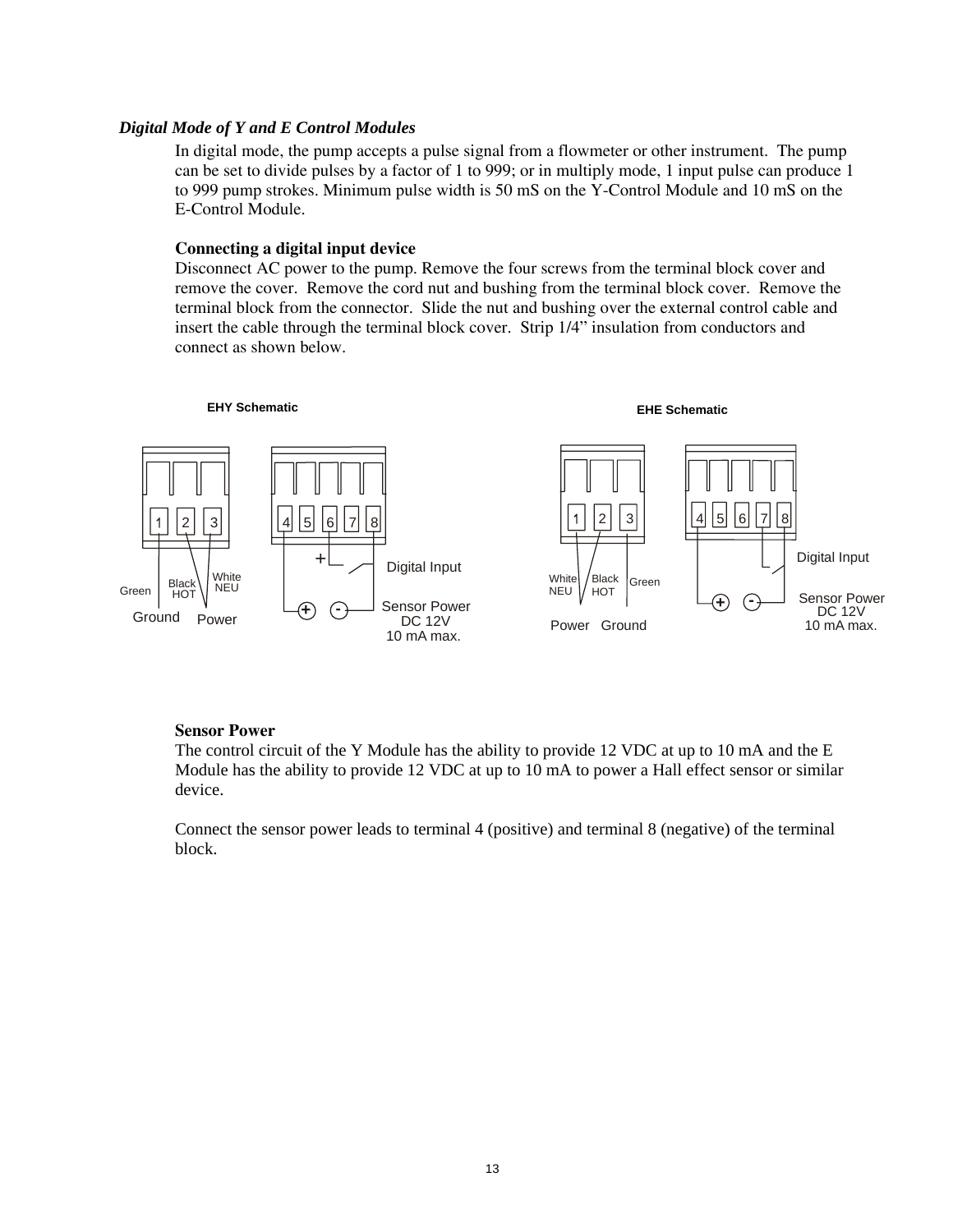***Digital Mode of Y and E Control Modules***

In digital mode, the pump accepts a pulse signal from a flowmeter or other instrument. The pump can be set to divide pulses by a factor of 1 to 999; or in multiply mode, 1 input pulse can produce 1 to 999 pump strokes. Minimum pulse width is 50 mS on the Y-Control Module and 10 mS on the E-Control Module.

**Connecting a digital input device**

Disconnect AC power to the pump. Remove the four screws from the terminal block cover and remove the cover. Remove the cord nut and bushing from the terminal block cover. Remove the terminal block from the connector. Slide the nut and bushing over the external control cable and insert the cable through the terminal block cover. Strip 1/4" insulation from conductors and connect as shown below.

EHY Schematic

1 2 3 — Green: Ground; Black HOT, White NEU: Power

4 5 6 7 8 — Digital Input; Sensor Power DC 12V 10 mA max.

EHE Schematic

1 2 3 — White NEU, Black HOT: Power; Green: Ground

4 5 6 7 8 — Digital Input; Sensor Power DC 12V 10 mA max.

**Sensor Power**

The control circuit of the Y Module has the ability to provide 12 VDC at up to 10 mA and the E Module has the ability to provide 12 VDC at up to 10 mA to power a Hall effect sensor or similar device.

Connect the sensor power leads to terminal 4 (positive) and terminal 8 (negative) of the terminal block.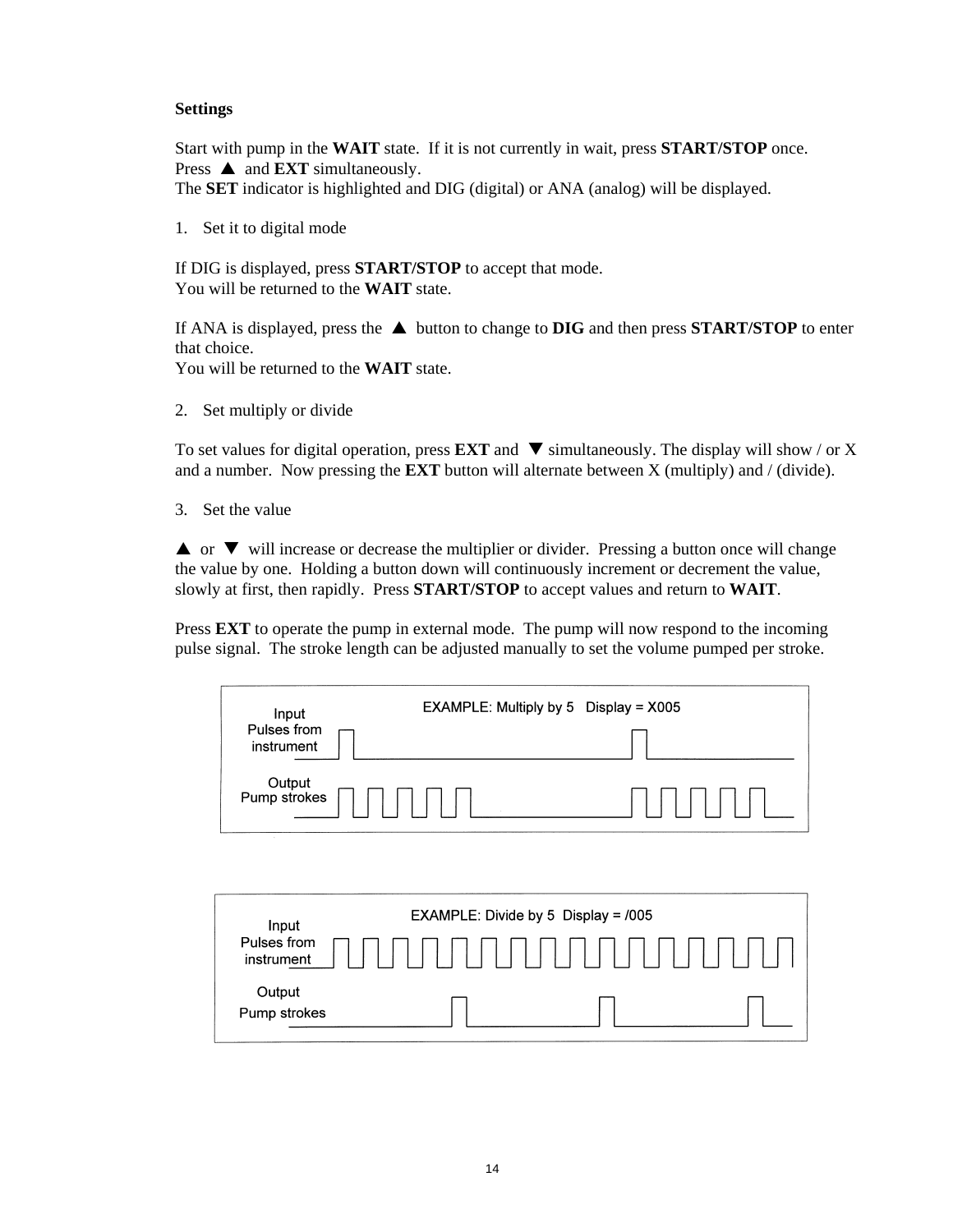**Settings**

Start with pump in the **WAIT** state. If it is not currently in wait, press **START/STOP** once.
Press ▲ and **EXT** simultaneously.
The **SET** indicator is highlighted and DIG (digital) or ANA (analog) will be displayed.

1. Set it to digital mode

If DIG is displayed, press **START/STOP** to accept that mode.
You will be returned to the **WAIT** state.

If ANA is displayed, press the ▲ button to change to **DIG** and then press **START/STOP** to enter that choice.
You will be returned to the **WAIT** state.

2. Set multiply or divide

To set values for digital operation, press **EXT** and ▼ simultaneously. The display will show / or X and a number. Now pressing the **EXT** button will alternate between X (multiply) and / (divide).

3. Set the value

▲ or ▼ will increase or decrease the multiplier or divider. Pressing a button once will change the value by one. Holding a button down will continuously increment or decrement the value, slowly at first, then rapidly. Press **START/STOP** to accept values and return to **WAIT**.

Press **EXT** to operate the pump in external mode. The pump will now respond to the incoming pulse signal. The stroke length can be adjusted manually to set the volume pumped per stroke.

EXAMPLE: Multiply by 5 Display = X005

Input Pulses from instrument

Output Pump strokes

EXAMPLE: Divide by 5 Display = /005

Input Pulses from instrument

Output Pump strokes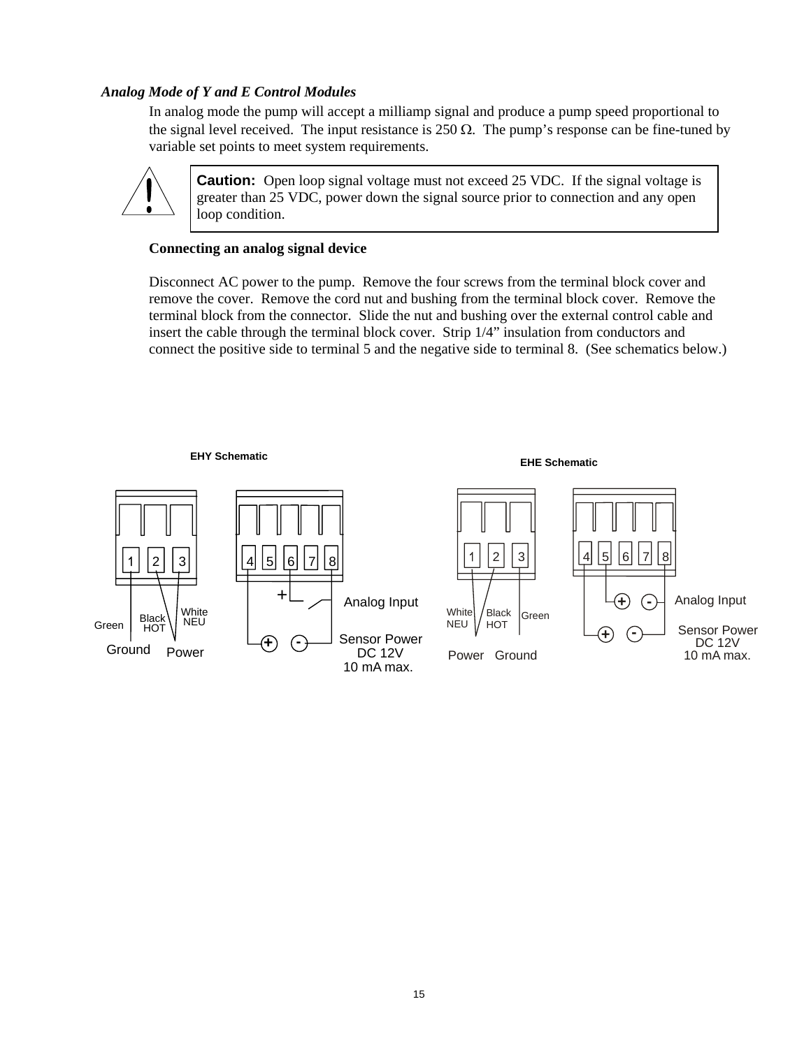### *Analog Mode of Y and E Control Modules*

In analog mode the pump will accept a milliamp signal and produce a pump speed proportional to the signal level received. The input resistance is 250 Ω. The pump's response can be fine-tuned by variable set points to meet system requirements.

> **Caution:** Open loop signal voltage must not exceed 25 VDC. If the signal voltage is greater than 25 VDC, power down the signal source prior to connection and any open loop condition.

**Connecting an analog signal device**

Disconnect AC power to the pump. Remove the four screws from the terminal block cover and remove the cover. Remove the cord nut and bushing from the terminal block cover. Remove the terminal block from the connector. Slide the nut and bushing over the external control cable and insert the cable through the terminal block cover. Strip 1/4" insulation from conductors and connect the positive side to terminal 5 and the negative side to terminal 8. (See schematics below.)

**EHY Schematic**

1 2 3 — Green: Ground; Black HOT, White NEU: Power

4 5 6 7 8 — Analog Input; Sensor Power DC 12V 10 mA max.

**EHE Schematic**

1 2 3 — White NEU, Black HOT: Power; Green: Ground

4 5 6 7 8 — Analog Input; Sensor Power DC 12V 10 mA max.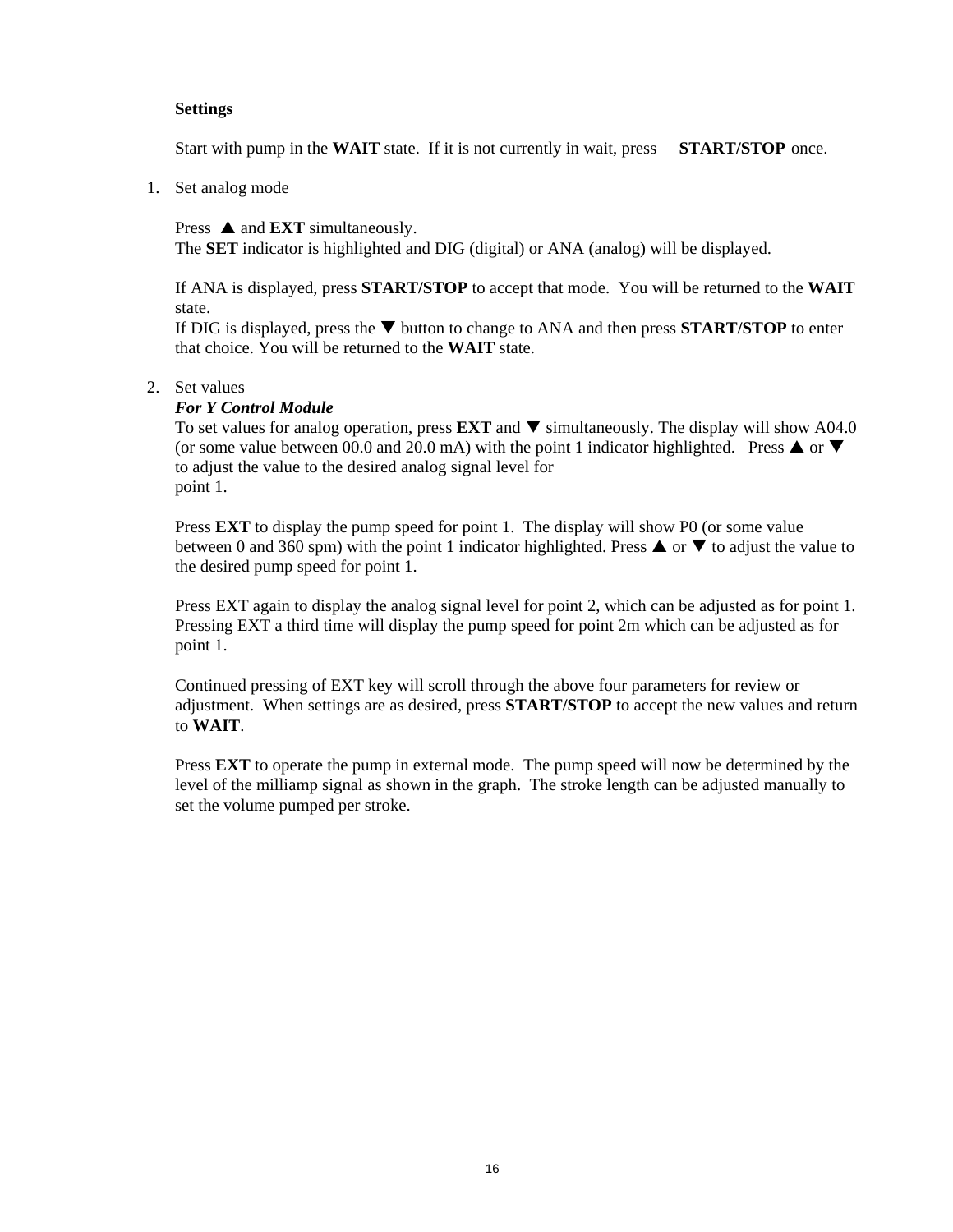**Settings**

Start with pump in the **WAIT** state. If it is not currently in wait, press **START/STOP** once.

1. Set analog mode

   Press ▲ and **EXT** simultaneously.
   The **SET** indicator is highlighted and DIG (digital) or ANA (analog) will be displayed.

   If ANA is displayed, press **START/STOP** to accept that mode. You will be returned to the **WAIT** state.
   If DIG is displayed, press the ▼ button to change to ANA and then press **START/STOP** to enter that choice. You will be returned to the **WAIT** state.

2. Set values
   ***For Y Control Module***
   To set values for analog operation, press **EXT** and ▼ simultaneously. The display will show A04.0 (or some value between 00.0 and 20.0 mA) with the point 1 indicator highlighted. Press ▲ or ▼ to adjust the value to the desired analog signal level for point 1.

   Press **EXT** to display the pump speed for point 1. The display will show P0 (or some value between 0 and 360 spm) with the point 1 indicator highlighted. Press ▲ or ▼ to adjust the value to the desired pump speed for point 1.

   Press EXT again to display the analog signal level for point 2, which can be adjusted as for point 1. Pressing EXT a third time will display the pump speed for point 2m which can be adjusted as for point 1.

   Continued pressing of EXT key will scroll through the above four parameters for review or adjustment. When settings are as desired, press **START/STOP** to accept the new values and return to **WAIT**.

   Press **EXT** to operate the pump in external mode. The pump speed will now be determined by the level of the milliamp signal as shown in the graph. The stroke length can be adjusted manually to set the volume pumped per stroke.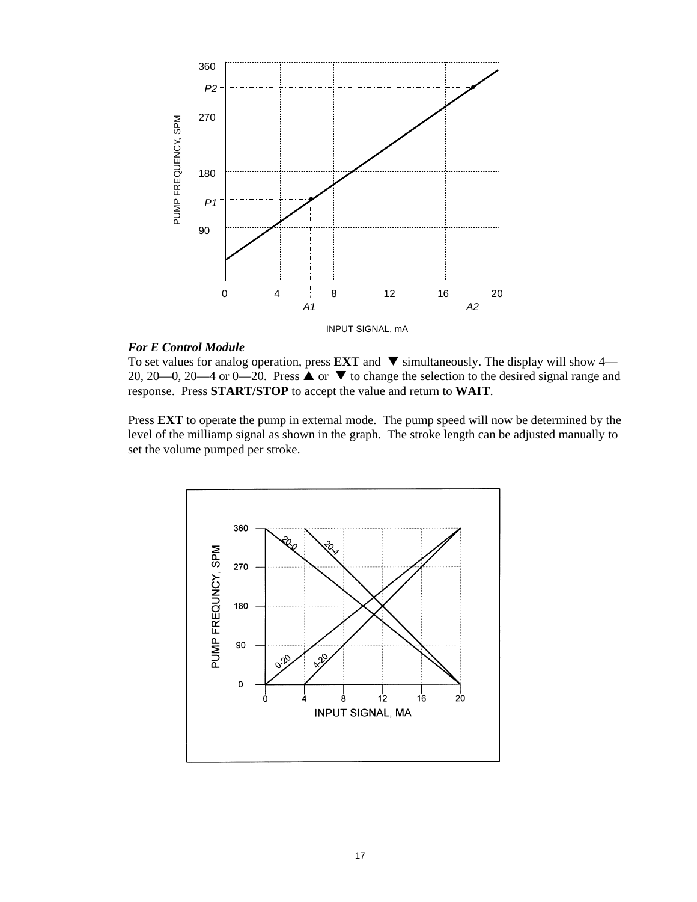*For E Control Module*

To set values for analog operation, press **EXT** and ▼ simultaneously. The display will show 4—20, 20—0, 20—4 or 0—20. Press ▲ or ▼ to change the selection to the desired signal range and response. Press **START/STOP** to accept the value and return to **WAIT**.

Press **EXT** to operate the pump in external mode. The pump speed will now be determined by the level of the milliamp signal as shown in the graph. The stroke length can be adjusted manually to set the volume pumped per stroke.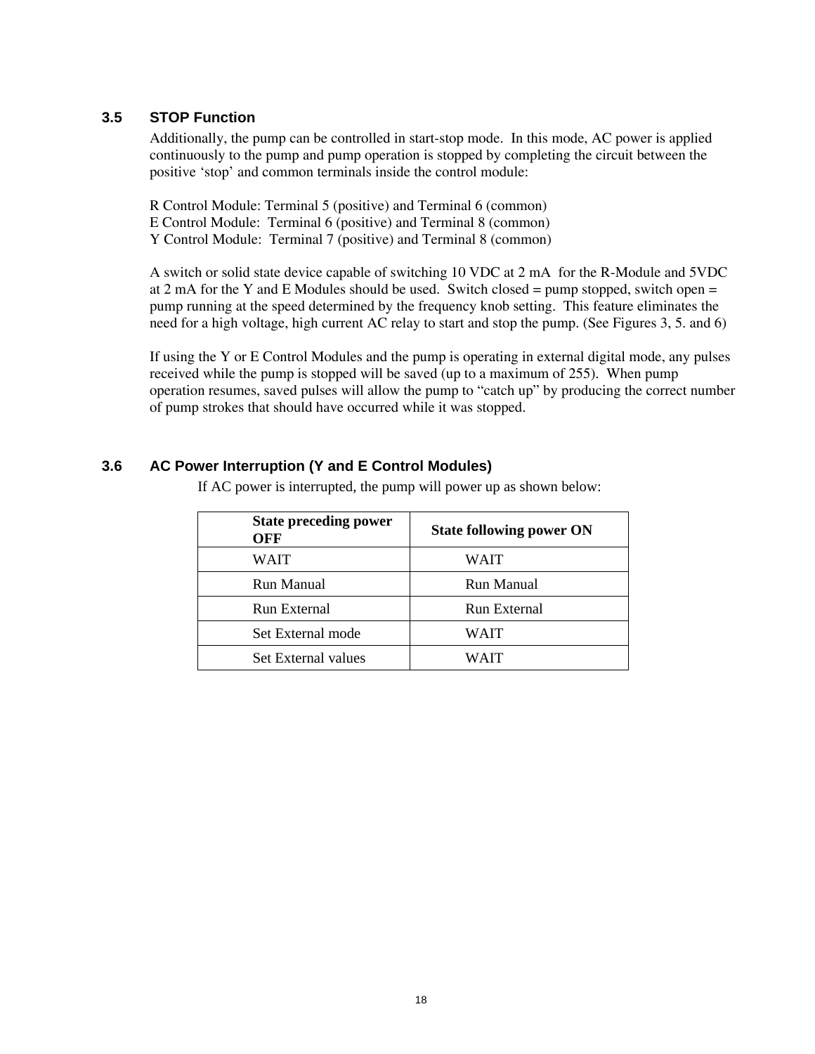### 3.5 STOP Function

Additionally, the pump can be controlled in start-stop mode. In this mode, AC power is applied continuously to the pump and pump operation is stopped by completing the circuit between the positive 'stop' and common terminals inside the control module:

R Control Module: Terminal 5 (positive) and Terminal 6 (common)
E Control Module: Terminal 6 (positive) and Terminal 8 (common)
Y Control Module: Terminal 7 (positive) and Terminal 8 (common)

A switch or solid state device capable of switching 10 VDC at 2 mA for the R-Module and 5VDC at 2 mA for the Y and E Modules should be used. Switch closed = pump stopped, switch open = pump running at the speed determined by the frequency knob setting. This feature eliminates the need for a high voltage, high current AC relay to start and stop the pump. (See Figures 3, 5. and 6)

If using the Y or E Control Modules and the pump is operating in external digital mode, any pulses received while the pump is stopped will be saved (up to a maximum of 255). When pump operation resumes, saved pulses will allow the pump to "catch up" by producing the correct number of pump strokes that should have occurred while it was stopped.

### 3.6 AC Power Interruption (Y and E Control Modules)

If AC power is interrupted, the pump will power up as shown below:

| State preceding power OFF | State following power ON |
|---|---|
| WAIT | WAIT |
| Run Manual | Run Manual |
| Run External | Run External |
| Set External mode | WAIT |
| Set External values | WAIT |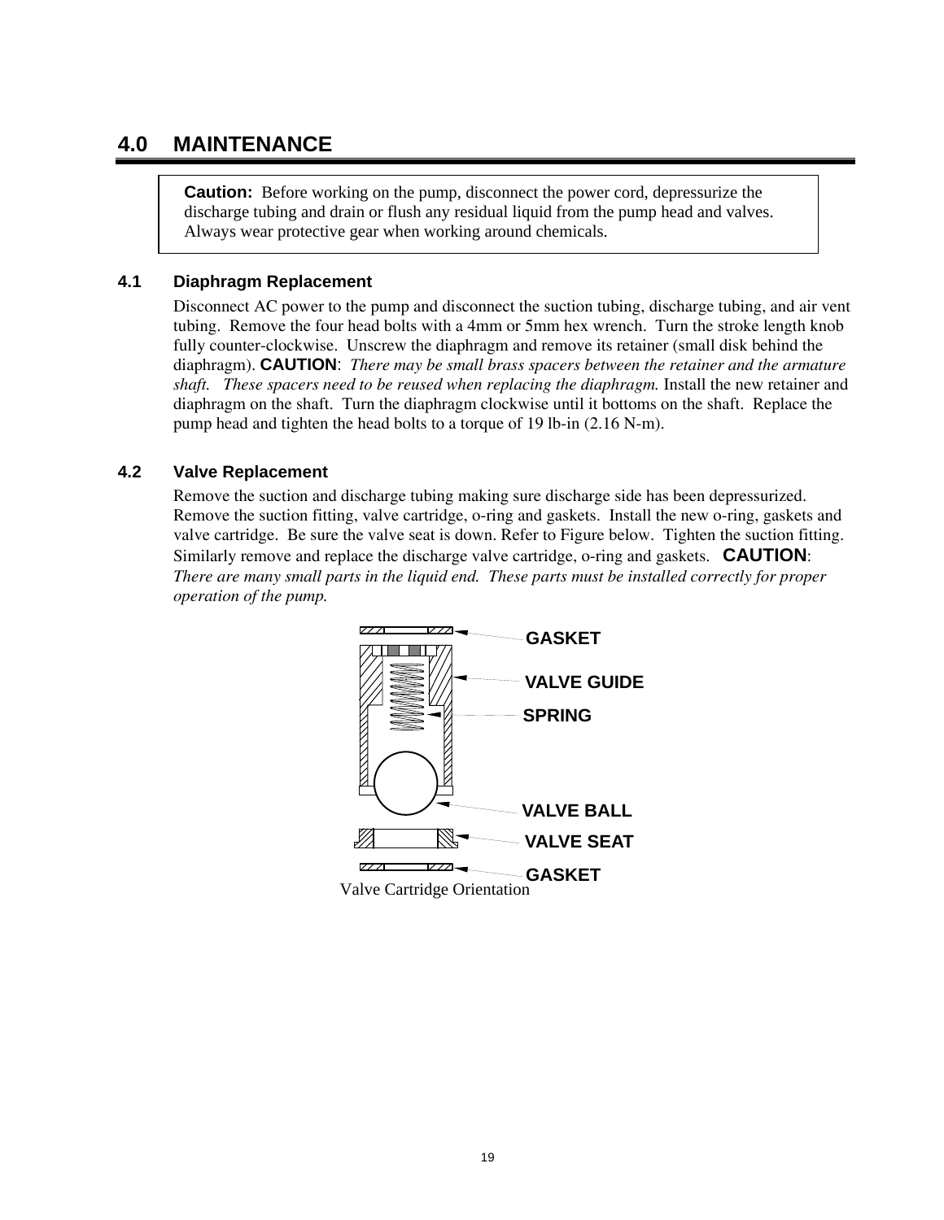## 4.0 MAINTENANCE

> **Caution:** Before working on the pump, disconnect the power cord, depressurize the discharge tubing and drain or flush any residual liquid from the pump head and valves. Always wear protective gear when working around chemicals.

### 4.1 Diaphragm Replacement

Disconnect AC power to the pump and disconnect the suction tubing, discharge tubing, and air vent tubing. Remove the four head bolts with a 4mm or 5mm hex wrench. Turn the stroke length knob fully counter-clockwise. Unscrew the diaphragm and remove its retainer (small disk behind the diaphragm). **CAUTION**: *There may be small brass spacers between the retainer and the armature shaft. These spacers need to be reused when replacing the diaphragm.* Install the new retainer and diaphragm on the shaft. Turn the diaphragm clockwise until it bottoms on the shaft. Replace the pump head and tighten the head bolts to a torque of 19 lb-in (2.16 N-m).

### 4.2 Valve Replacement

Remove the suction and discharge tubing making sure discharge side has been depressurized. Remove the suction fitting, valve cartridge, o-ring and gaskets. Install the new o-ring, gaskets and valve cartridge. Be sure the valve seat is down. Refer to Figure below. Tighten the suction fitting. Similarly remove and replace the discharge valve cartridge, o-ring and gaskets. **CAUTION**: *There are many small parts in the liquid end. These parts must be installed correctly for proper operation of the pump.*

GASKET

VALVE GUIDE

SPRING

VALVE BALL

VALVE SEAT

GASKET

Valve Cartridge Orientation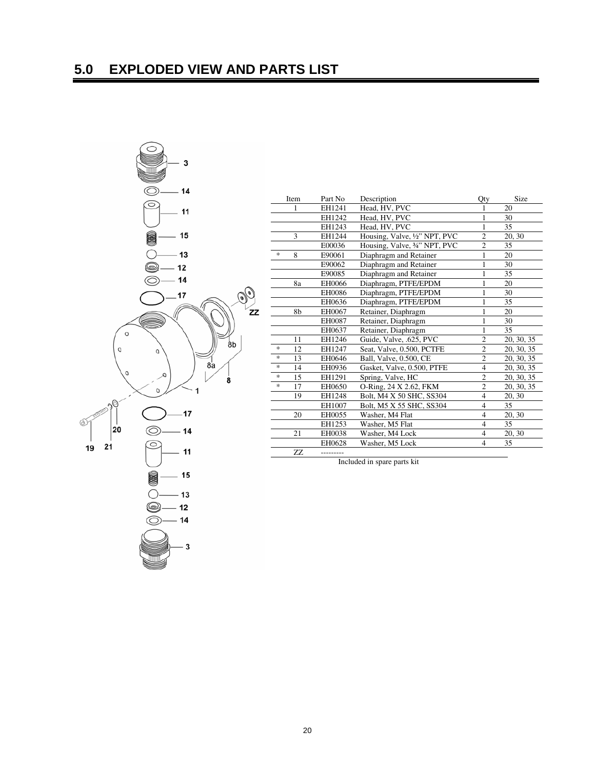# 5.0 EXPLODED VIEW AND PARTS LIST

| | Item | Part No | Description | Qty | Size |
|---|---|---|---|---|---|
| | 1 | EH1241 | Head, HV, PVC | 1 | 20 |
| | | EH1242 | Head, HV, PVC | 1 | 30 |
| | | EH1243 | Head, HV, PVC | 1 | 35 |
| | 3 | EH1244 | Housing, Valve, ½" NPT, PVC | 2 | 20, 30 |
| | | E00036 | Housing, Valve, ¾" NPT, PVC | 2 | 35 |
| * | 8 | E90061 | Diaphragm and Retainer | 1 | 20 |
| | | E90062 | Diaphragm and Retainer | 1 | 30 |
| | | E90085 | Diaphragm and Retainer | 1 | 35 |
| | 8a | EH0066 | Diaphragm, PTFE/EPDM | 1 | 20 |
| | | EH0086 | Diaphragm, PTFE/EPDM | 1 | 30 |
| | | EH0636 | Diaphragm, PTFE/EPDM | 1 | 35 |
| | 8b | EH0067 | Retainer, Diaphragm | 1 | 20 |
| | | EH0087 | Retainer, Diaphragm | 1 | 30 |
| | | EH0637 | Retainer, Diaphragm | 1 | 35 |
| | 11 | EH1246 | Guide, Valve, .625, PVC | 2 | 20, 30, 35 |
| * | 12 | EH1247 | Seat, Valve, 0.500, PCTFE | 2 | 20, 30, 35 |
| * | 13 | EH0646 | Ball, Valve, 0.500, CE | 2 | 20, 30, 35 |
| * | 14 | EH0936 | Gasket, Valve, 0.500, PTFE | 4 | 20, 30, 35 |
| * | 15 | EH1291 | Spring, Valve, HC | 2 | 20, 30, 35 |
| * | 17 | EH0650 | O-Ring, 24 X 2.62, FKM | 2 | 20, 30, 35 |
| | 19 | EH1248 | Bolt, M4 X 50 SHC, SS304 | 4 | 20, 30 |
| | | EH1007 | Bolt, M5 X 55 SHC, SS304 | 4 | 35 |
| | 20 | EH0055 | Washer, M4 Flat | 4 | 20, 30 |
| | | EH1253 | Washer, M5 Flat | 4 | 35 |
| | 21 | EH0038 | Washer, M4 Lock | 4 | 20, 30 |
| | | EH0628 | Washer, M5 Lock | 4 | 35 |
| | ZZ | --------- | | | |

Included in spare parts kit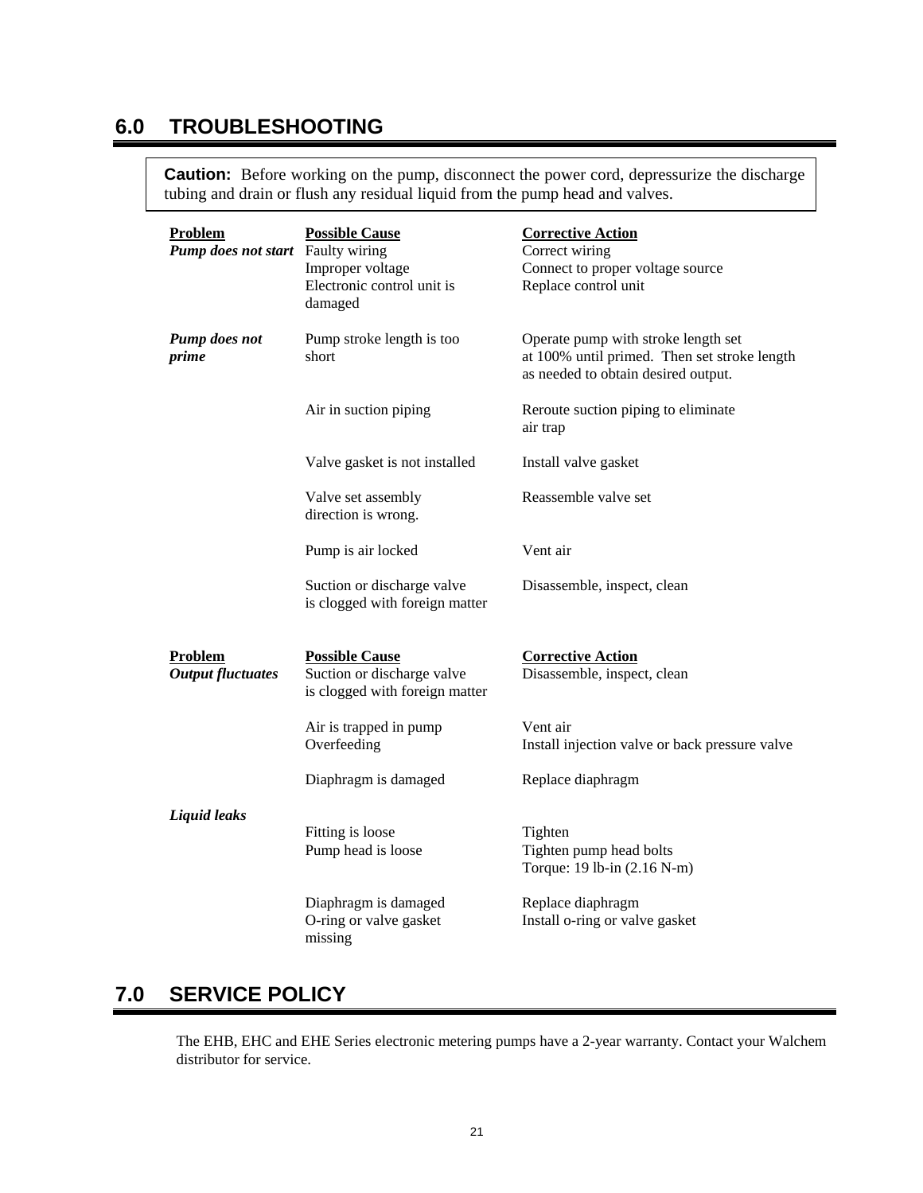## 6.0 TROUBLESHOOTING

> **Caution:** Before working on the pump, disconnect the power cord, depressurize the discharge tubing and drain or flush any residual liquid from the pump head and valves.

| Problem | Possible Cause | Corrective Action |
|---|---|---|
| ***Pump does not start*** | Faulty wiring | Correct wiring |
| | Improper voltage | Connect to proper voltage source |
| | Electronic control unit is damaged | Replace control unit |
| ***Pump does not prime*** | Pump stroke length is too short | Operate pump with stroke length set at 100% until primed. Then set stroke length as needed to obtain desired output. |
| | Air in suction piping | Reroute suction piping to eliminate air trap |
| | Valve gasket is not installed | Install valve gasket |
| | Valve set assembly direction is wrong. | Reassemble valve set |
| | Pump is air locked | Vent air |
| | Suction or discharge valve is clogged with foreign matter | Disassemble, inspect, clean |

| Problem | Possible Cause | Corrective Action |
|---|---|---|
| ***Output fluctuates*** | Suction or discharge valve is clogged with foreign matter | Disassemble, inspect, clean |
| | Air is trapped in pump | Vent air |
| | Overfeeding | Install injection valve or back pressure valve |
| | Diaphragm is damaged | Replace diaphragm |
| ***Liquid leaks*** | Fitting is loose | Tighten |
| | Pump head is loose | Tighten pump head bolts Torque: 19 lb-in (2.16 N-m) |
| | Diaphragm is damaged | Replace diaphragm |
| | O-ring or valve gasket missing | Install o-ring or valve gasket |

## 7.0 SERVICE POLICY

The EHB, EHC and EHE Series electronic metering pumps have a 2-year warranty. Contact your Walchem distributor for service.